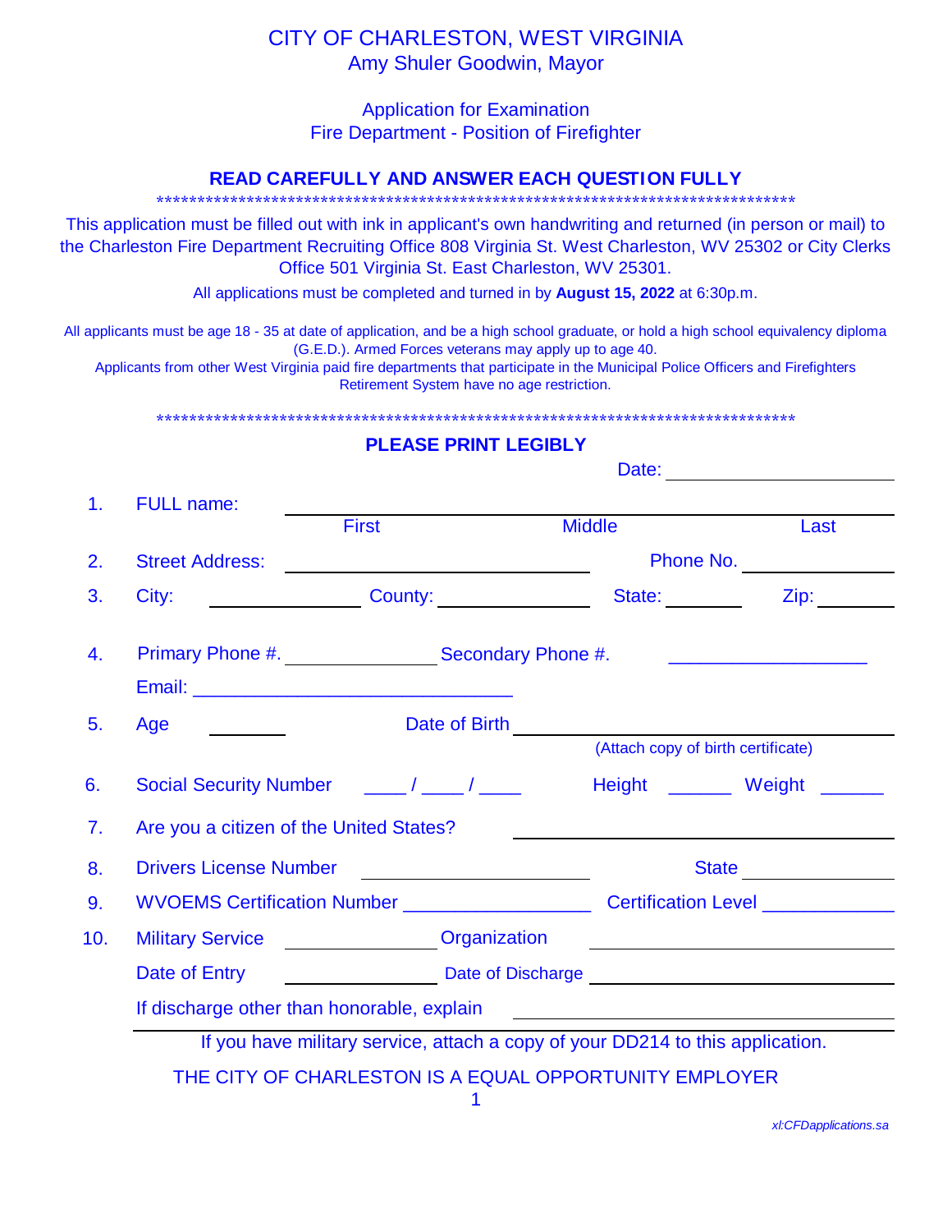# CITY OF CHARLESTON, WEST VIRGINIA

Amy Shuler Goodwin, Mayor

## Application for Examination
## Fire Department - Position of Firefighter

**READ CAREFULLY AND ANSWER EACH QUESTION FULLY**

********************************************************************************

This application must be filled out with ink in applicant's own handwriting and returned (in person or mail) to the Charleston Fire Department Recruiting Office 808 Virginia St. West Charleston, WV 25302 or City Clerks Office 501 Virginia St. East Charleston, WV 25301.

All applications must be completed and turned in by **August 15, 2022** at 6:30p.m.

All applicants must be age 18 - 35 at date of application, and be a high school graduate, or hold a high school equivalency diploma (G.E.D.). Armed Forces veterans may apply up to age 40.
Applicants from other West Virginia paid fire departments that participate in the Municipal Police Officers and Firefighters Retirement System have no age restriction.

********************************************************************************

**PLEASE PRINT LEGIBLY**

Date: ____________________

1. FULL name: ______________________________________________
   First Middle Last

2. Street Address: ______________________ Phone No. ______________

3. City: ____________ County: ____________ State: ______ Zip: ______

4. Primary Phone #. ____________ Secondary Phone #. ______________
   Email: ________________________

5. Age ______ Date of Birth ______________________
   (Attach copy of birth certificate)

6. Social Security Number ____ / ____ / ____ Height ______ Weight ______

7. Are you a citizen of the United States? ______________________

8. Drivers License Number ____________________ State ____________

9. WVOEMS Certification Number ______________ Certification Level __________

10. Military Service ____________ Organization ______________________
    Date of Entry ____________ Date of Discharge ______________________
    If discharge other than honorable, explain ______________________

If you have military service, attach a copy of your DD214 to this application.

THE CITY OF CHARLESTON IS A EQUAL OPPORTUNITY EMPLOYER

xl:CFDapplications.sa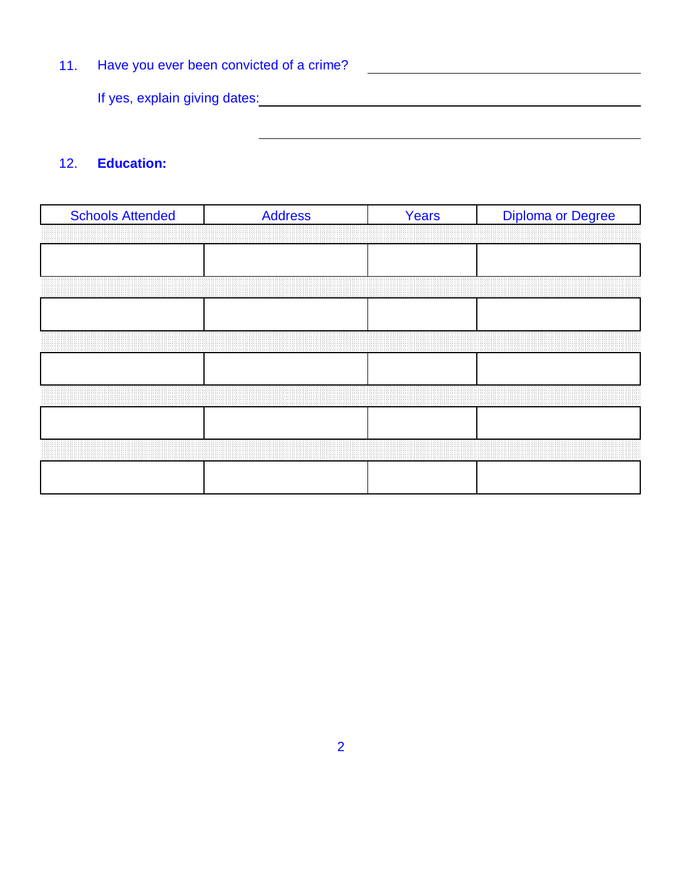11. Have you ever been convicted of a crime? ______________________

    If yes, explain giving dates: ______________________

    ______________________

12. **Education:**

| Schools Attended | Address | Years | Diploma or Degree |
|---|---|---|---|
| | | | |
| | | | |
| | | | |
| | | | |
| | | | |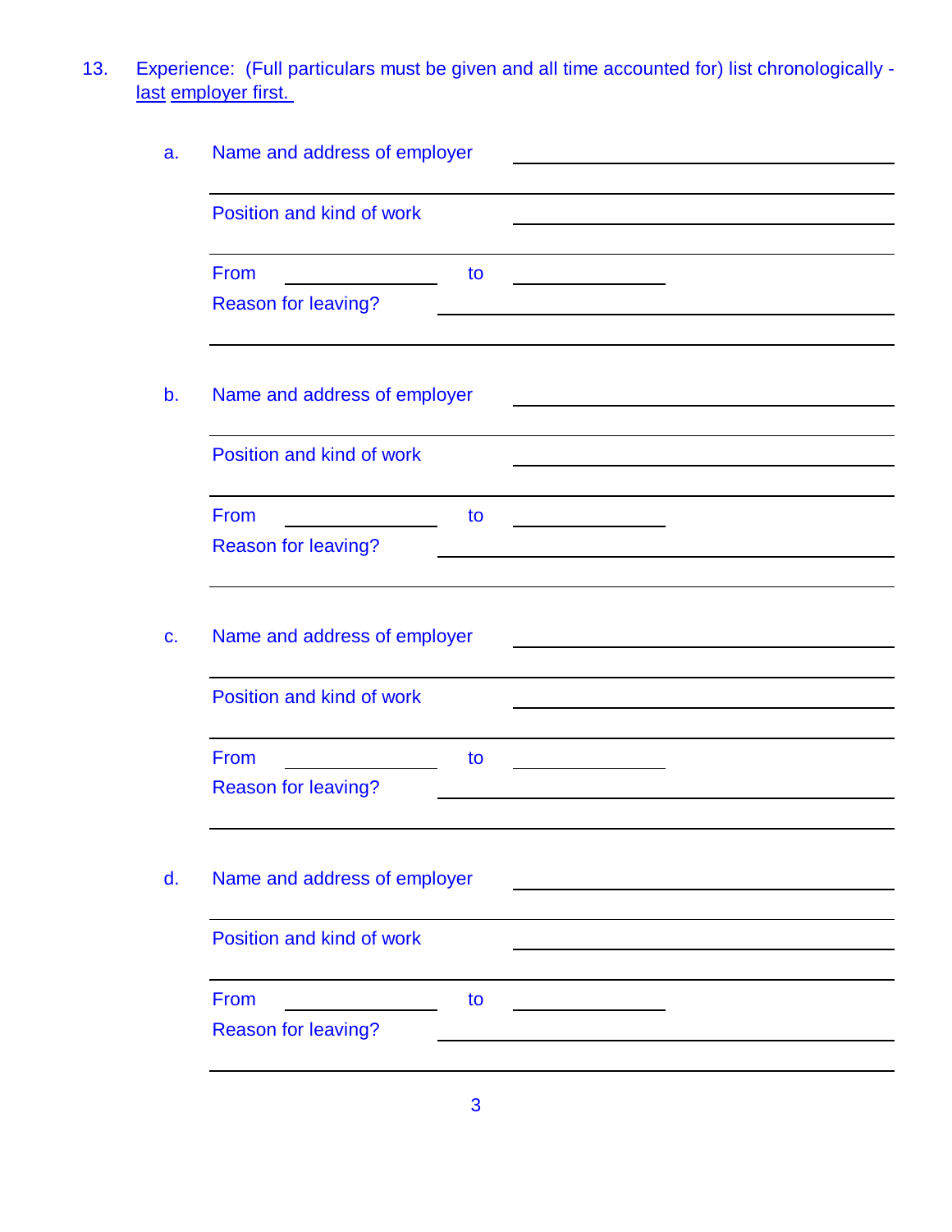13. Experience: (Full particulars must be given and all time accounted for) list chronologically - <u>last employer first.</u>

   a. Name and address of employer ______________________________

      ____________________________________________________________

      Position and kind of work ______________________________

      ____________________________________________________________

      From ______________ to ______________

      Reason for leaving? ______________________________

      ____________________________________________________________

   b. Name and address of employer ______________________________

      ____________________________________________________________

      Position and kind of work ______________________________

      ____________________________________________________________

      From ______________ to ______________

      Reason for leaving? ______________________________

      ____________________________________________________________

   c. Name and address of employer ______________________________

      ____________________________________________________________

      Position and kind of work ______________________________

      ____________________________________________________________

      From ______________ to ______________

      Reason for leaving? ______________________________

      ____________________________________________________________

   d. Name and address of employer ______________________________

      ____________________________________________________________

      Position and kind of work ______________________________

      ____________________________________________________________

      From ______________ to ______________

      Reason for leaving? ______________________________

      ____________________________________________________________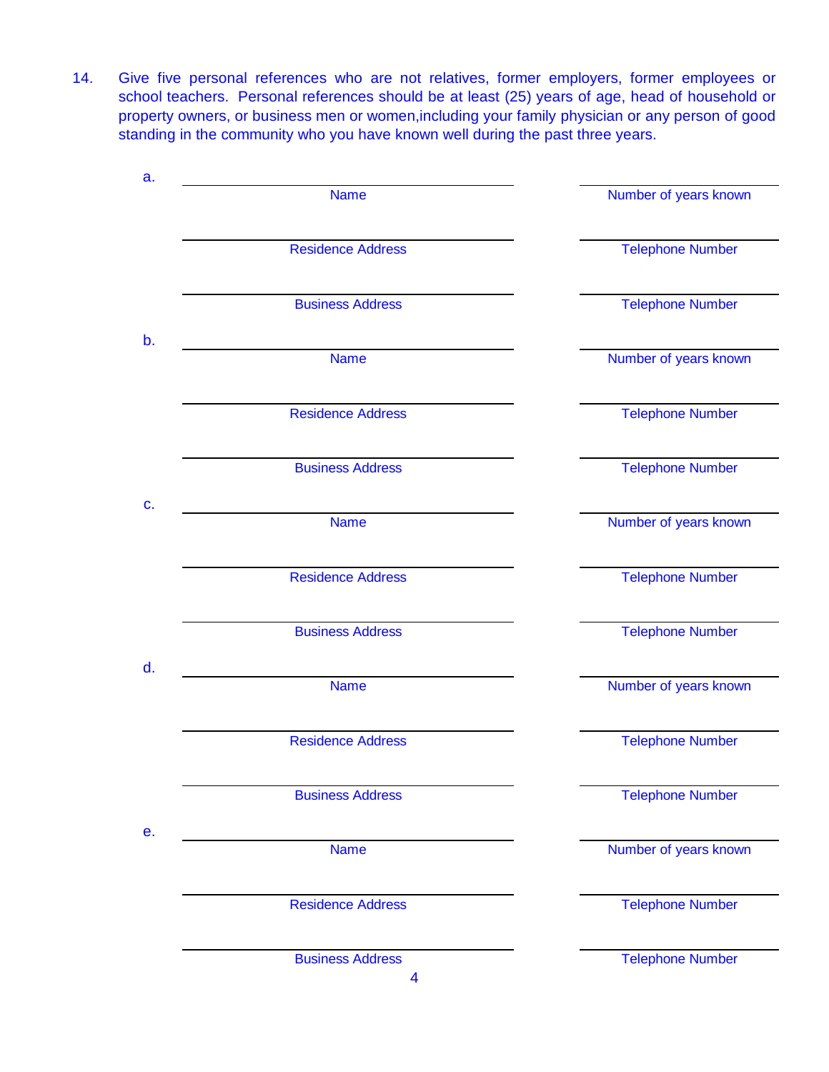14. Give five personal references who are not relatives, former employers, former employees or school teachers. Personal references should be at least (25) years of age, head of household or property owners, or business men or women,including your family physician or any person of good standing in the community who you have known well during the past three years.

a.

| | |
|---|---|
| Name | Number of years known |
| Residence Address | Telephone Number |
| Business Address | Telephone Number |

b.

| | |
|---|---|
| Name | Number of years known |
| Residence Address | Telephone Number |
| Business Address | Telephone Number |

c.

| | |
|---|---|
| Name | Number of years known |
| Residence Address | Telephone Number |
| Business Address | Telephone Number |

d.

| | |
|---|---|
| Name | Number of years known |
| Residence Address | Telephone Number |
| Business Address | Telephone Number |

e.

| | |
|---|---|
| Name | Number of years known |
| Residence Address | Telephone Number |
| Business Address | Telephone Number |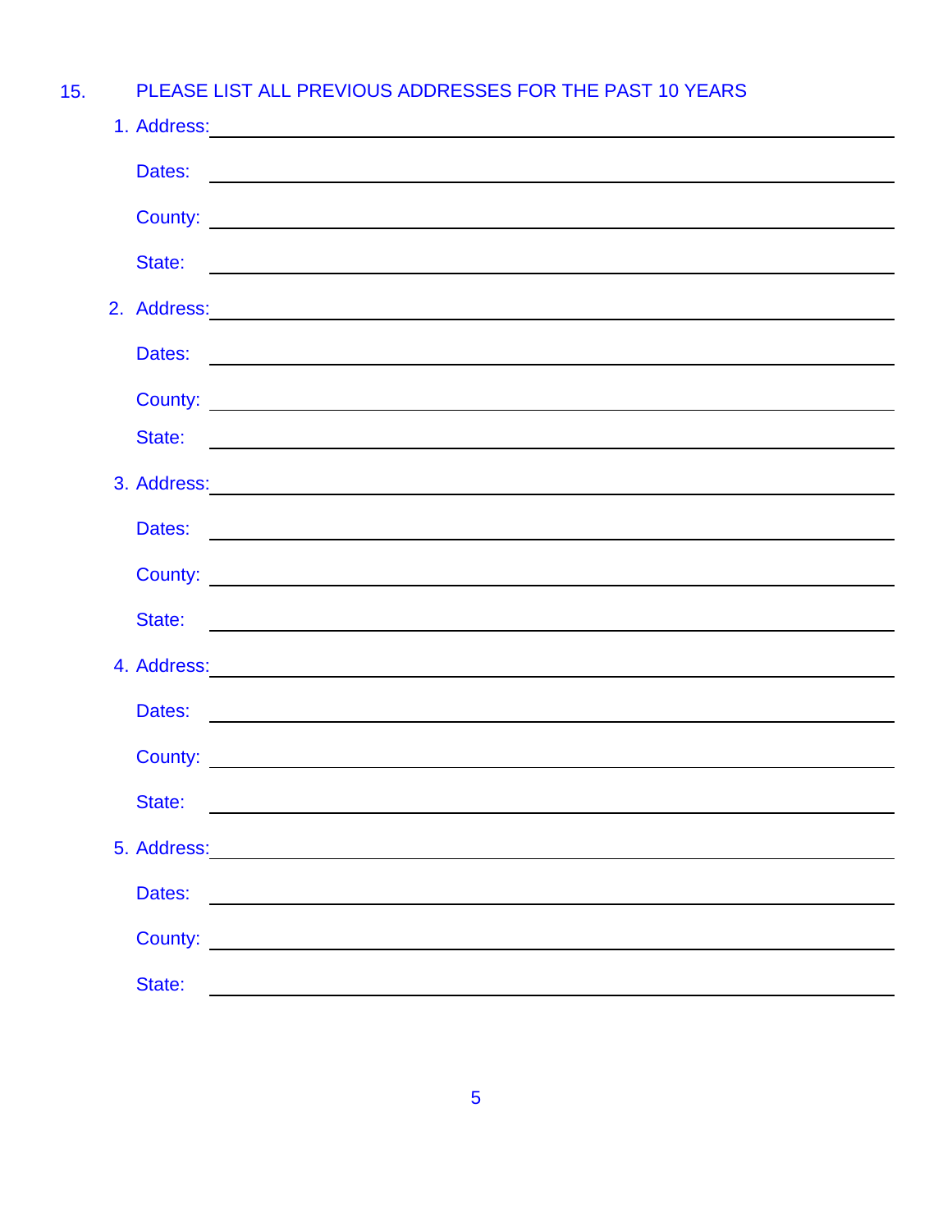15. PLEASE LIST ALL PREVIOUS ADDRESSES FOR THE PAST 10 YEARS

1. Address: \_\_\_\_\_\_\_\_\_\_\_\_\_\_\_\_\_\_\_\_\_\_\_\_\_\_\_\_\_\_\_\_\_\_\_\_\_\_\_\_

   Dates: \_\_\_\_\_\_\_\_\_\_\_\_\_\_\_\_\_\_\_\_\_\_\_\_\_\_\_\_\_\_\_\_\_\_\_\_\_\_\_\_

   County: \_\_\_\_\_\_\_\_\_\_\_\_\_\_\_\_\_\_\_\_\_\_\_\_\_\_\_\_\_\_\_\_\_\_\_\_\_\_\_\_

   State: \_\_\_\_\_\_\_\_\_\_\_\_\_\_\_\_\_\_\_\_\_\_\_\_\_\_\_\_\_\_\_\_\_\_\_\_\_\_\_\_

2. Address: \_\_\_\_\_\_\_\_\_\_\_\_\_\_\_\_\_\_\_\_\_\_\_\_\_\_\_\_\_\_\_\_\_\_\_\_\_\_\_\_

   Dates: \_\_\_\_\_\_\_\_\_\_\_\_\_\_\_\_\_\_\_\_\_\_\_\_\_\_\_\_\_\_\_\_\_\_\_\_\_\_\_\_

   County: \_\_\_\_\_\_\_\_\_\_\_\_\_\_\_\_\_\_\_\_\_\_\_\_\_\_\_\_\_\_\_\_\_\_\_\_\_\_\_\_

   State: \_\_\_\_\_\_\_\_\_\_\_\_\_\_\_\_\_\_\_\_\_\_\_\_\_\_\_\_\_\_\_\_\_\_\_\_\_\_\_\_

3. Address: \_\_\_\_\_\_\_\_\_\_\_\_\_\_\_\_\_\_\_\_\_\_\_\_\_\_\_\_\_\_\_\_\_\_\_\_\_\_\_\_

   Dates: \_\_\_\_\_\_\_\_\_\_\_\_\_\_\_\_\_\_\_\_\_\_\_\_\_\_\_\_\_\_\_\_\_\_\_\_\_\_\_\_

   County: \_\_\_\_\_\_\_\_\_\_\_\_\_\_\_\_\_\_\_\_\_\_\_\_\_\_\_\_\_\_\_\_\_\_\_\_\_\_\_\_

   State: \_\_\_\_\_\_\_\_\_\_\_\_\_\_\_\_\_\_\_\_\_\_\_\_\_\_\_\_\_\_\_\_\_\_\_\_\_\_\_\_

4. Address: \_\_\_\_\_\_\_\_\_\_\_\_\_\_\_\_\_\_\_\_\_\_\_\_\_\_\_\_\_\_\_\_\_\_\_\_\_\_\_\_

   Dates: \_\_\_\_\_\_\_\_\_\_\_\_\_\_\_\_\_\_\_\_\_\_\_\_\_\_\_\_\_\_\_\_\_\_\_\_\_\_\_\_

   County: \_\_\_\_\_\_\_\_\_\_\_\_\_\_\_\_\_\_\_\_\_\_\_\_\_\_\_\_\_\_\_\_\_\_\_\_\_\_\_\_

   State: \_\_\_\_\_\_\_\_\_\_\_\_\_\_\_\_\_\_\_\_\_\_\_\_\_\_\_\_\_\_\_\_\_\_\_\_\_\_\_\_

5. Address: \_\_\_\_\_\_\_\_\_\_\_\_\_\_\_\_\_\_\_\_\_\_\_\_\_\_\_\_\_\_\_\_\_\_\_\_\_\_\_\_

   Dates: \_\_\_\_\_\_\_\_\_\_\_\_\_\_\_\_\_\_\_\_\_\_\_\_\_\_\_\_\_\_\_\_\_\_\_\_\_\_\_\_

   County: \_\_\_\_\_\_\_\_\_\_\_\_\_\_\_\_\_\_\_\_\_\_\_\_\_\_\_\_\_\_\_\_\_\_\_\_\_\_\_\_

   State: \_\_\_\_\_\_\_\_\_\_\_\_\_\_\_\_\_\_\_\_\_\_\_\_\_\_\_\_\_\_\_\_\_\_\_\_\_\_\_\_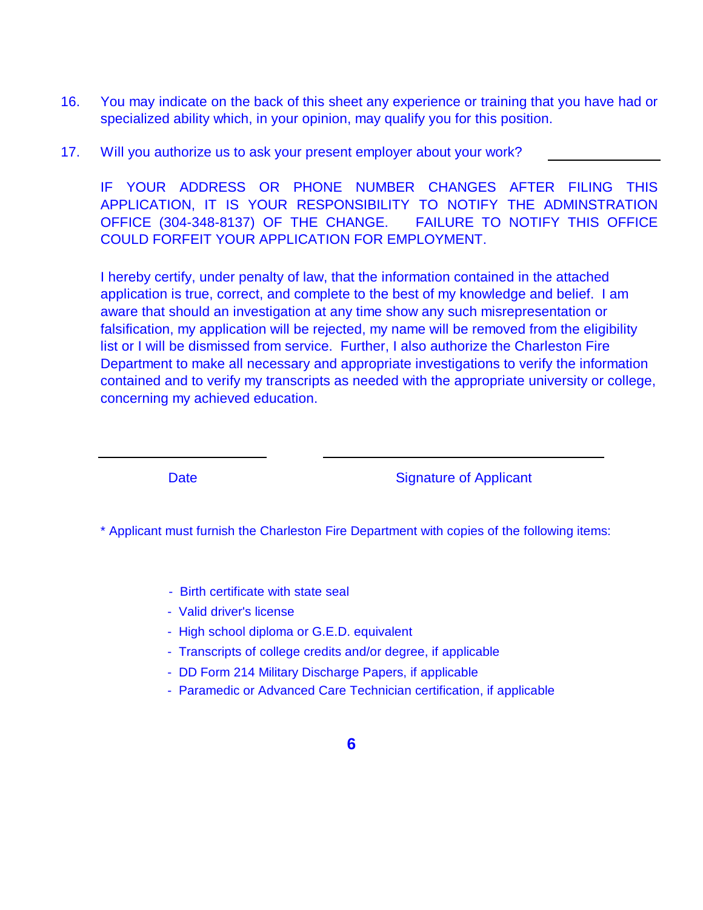16. You may indicate on the back of this sheet any experience or training that you have had or specialized ability which, in your opinion, may qualify you for this position.

17. Will you authorize us to ask your present employer about your work? \_\_\_\_\_\_\_\_\_\_\_\_\_\_\_\_

IF YOUR ADDRESS OR PHONE NUMBER CHANGES AFTER FILING THIS APPLICATION, IT IS YOUR RESPONSIBILITY TO NOTIFY THE ADMINSTRATION OFFICE (304-348-8137) OF THE CHANGE. FAILURE TO NOTIFY THIS OFFICE COULD FORFEIT YOUR APPLICATION FOR EMPLOYMENT.

I hereby certify, under penalty of law, that the information contained in the attached application is true, correct, and complete to the best of my knowledge and belief. I am aware that should an investigation at any time show any such misrepresentation or falsification, my application will be rejected, my name will be removed from the eligibility list or I will be dismissed from service. Further, I also authorize the Charleston Fire Department to make all necessary and appropriate investigations to verify the information contained and to verify my transcripts as needed with the appropriate university or college, concerning my achieved education.

\_\_\_\_\_\_\_\_\_\_\_\_\_\_\_\_\_\_\_\_ \_\_\_\_\_\_\_\_\_\_\_\_\_\_\_\_\_\_\_\_\_\_\_\_\_\_\_\_\_\_

Date Signature of Applicant

* Applicant must furnish the Charleston Fire Department with copies of the following items:

- Birth certificate with state seal
- Valid driver's license
- High school diploma or G.E.D. equivalent
- Transcripts of college credits and/or degree, if applicable
- DD Form 214 Military Discharge Papers, if applicable
- Paramedic or Advanced Care Technician certification, if applicable